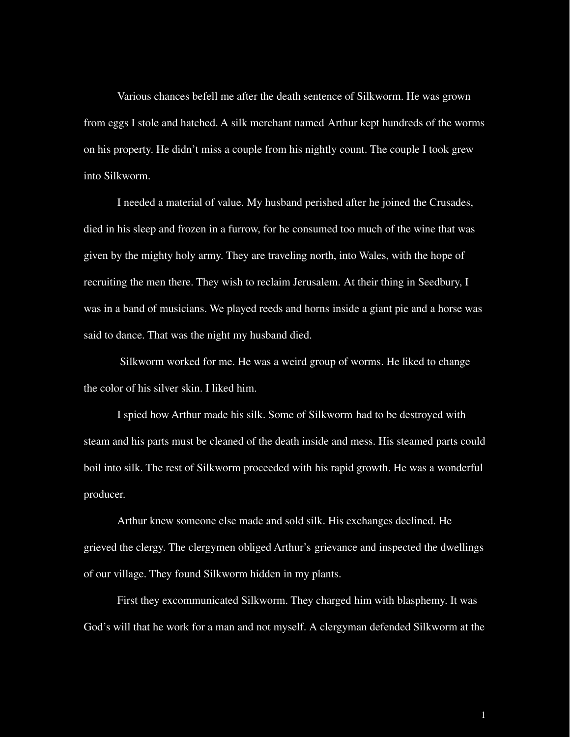Various chances befell me after the death sentence of Silkworm. He was grown from eggs I stole and hatched. A silk merchant named Arthur kept hundreds of the worms on his property. He didn't miss a couple from his nightly count. The couple I took grew into Silkworm.

I needed a material of value. My husband perished after he joined the Crusades, died in his sleep and frozen in a furrow, for he consumed too much of the wine that was given by the mighty holy army. They are traveling north, into Wales, with the hope of recruiting the men there. They wish to reclaim Jerusalem. At their thing in Seedbury, I was in a band of musicians. We played reeds and horns inside a giant pie and a horse was said to dance. That was the night my husband died.

Silkworm worked for me. He was a weird group of worms. He liked to change the color of his silver skin. I liked him.

I spied how Arthur made his silk. Some of Silkworm had to be destroyed with steam and his parts must be cleaned of the death inside and mess. His steamed parts could boil into silk. The rest of Silkworm proceeded with his rapid growth. He was a wonderful producer.

Arthur knew someone else made and sold silk. His exchanges declined. He grieved the clergy. The clergymen obliged Arthur's grievance and inspected the dwellings of our village. They found Silkworm hidden in my plants.

First they excommunicated Silkworm. They charged him with blasphemy. It was God's will that he work for a man and not myself. A clergyman defended Silkworm at the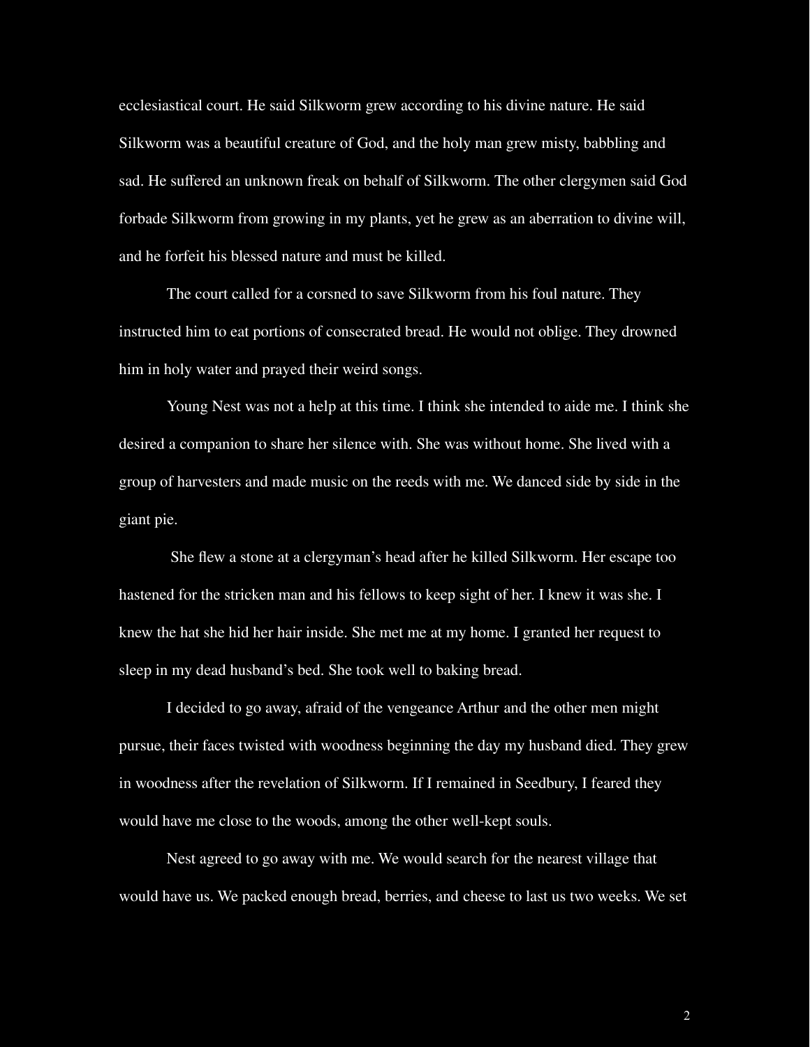ecclesiastical court. He said Silkworm grew according to his divine nature. He said Silkworm was a beautiful creature of God, and the holy man grew misty, babbling and sad. He suffered an unknown freak on behalf of Silkworm. The other clergymen said God forbade Silkworm from growing in my plants, yet he grew as an aberration to divine will, and he forfeit his blessed nature and must be killed.

The court called for a corsned to save Silkworm from his foul nature. They instructed him to eat portions of consecrated bread. He would not oblige. They drowned him in holy water and prayed their weird songs.

Young Nest was not a help at this time. I think she intended to aide me. I think she desired a companion to share her silence with. She was without home. She lived with a group of harvesters and made music on the reeds with me. We danced side by side in the giant pie.

She flew a stone at a clergyman's head after he killed Silkworm. Her escape too hastened for the stricken man and his fellows to keep sight of her. I knew it was she. I knew the hat she hid her hair inside. She met me at my home. I granted her request to sleep in my dead husband's bed. She took well to baking bread.

I decided to go away, afraid of the vengeance Arthur and the other men might pursue, their faces twisted with woodness beginning the day my husband died. They grew in woodness after the revelation of Silkworm. If I remained in Seedbury, I feared they would have me close to the woods, among the other well-kept souls.

Nest agreed to go away with me. We would search for the nearest village that would have us. We packed enough bread, berries, and cheese to last us two weeks. We set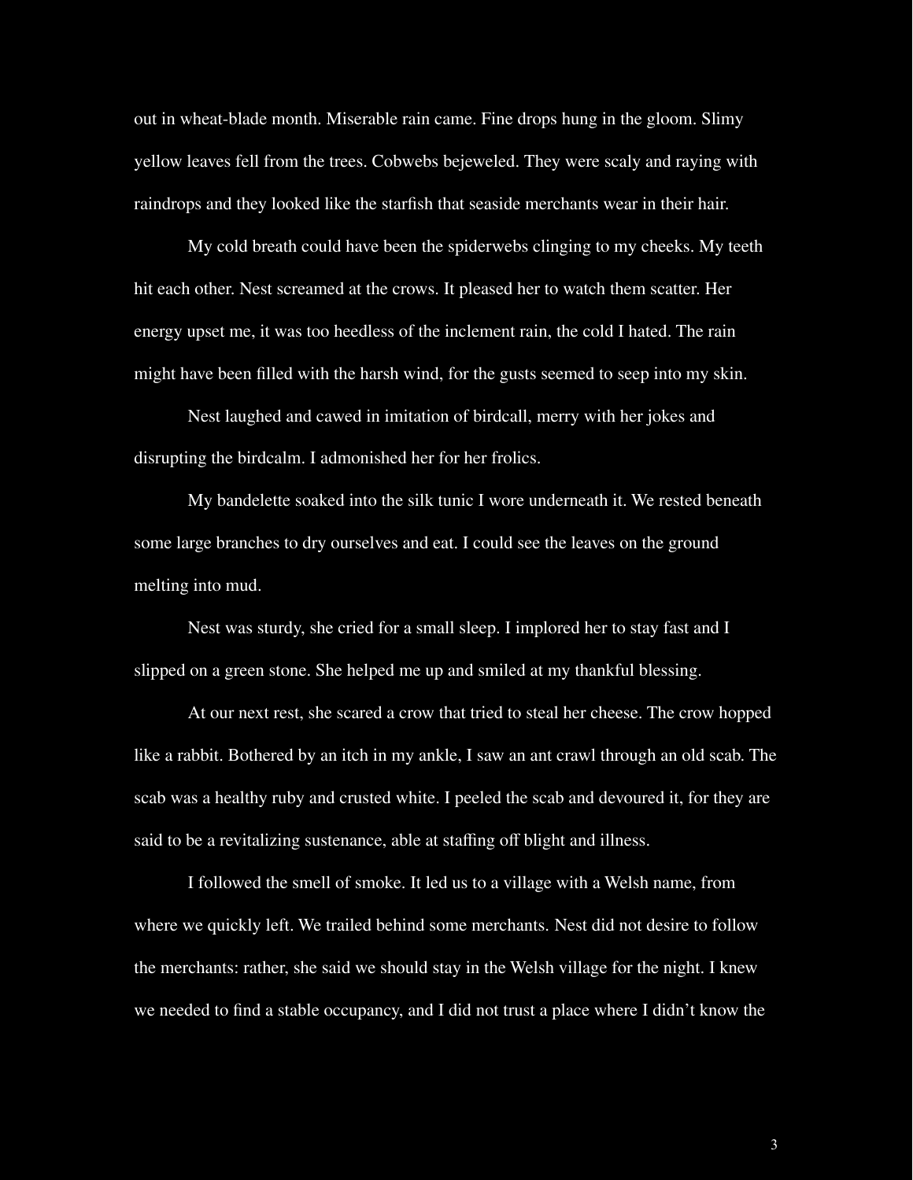out in wheat-blade month. Miserable rain came. Fine drops hung in the gloom. Slimy yellow leaves fell from the trees. Cobwebs bejeweled. They were scaly and raying with raindrops and they looked like the starfish that seaside merchants wear in their hair.

My cold breath could have been the spiderwebs clinging to my cheeks. My teeth hit each other. Nest screamed at the crows. It pleased her to watch them scatter. Her energy upset me, it was too heedless of the inclement rain, the cold I hated. The rain might have been filled with the harsh wind, for the gusts seemed to seep into my skin.

Nest laughed and cawed in imitation of birdcall, merry with her jokes and disrupting the birdcalm. I admonished her for her frolics.

My bandelette soaked into the silk tunic I wore underneath it. We rested beneath some large branches to dry ourselves and eat. I could see the leaves on the ground melting into mud.

Nest was sturdy, she cried for a small sleep. I implored her to stay fast and I slipped on a green stone. She helped me up and smiled at my thankful blessing.

At our next rest, she scared a crow that tried to steal her cheese. The crow hopped like a rabbit. Bothered by an itch in my ankle, I saw an ant crawl through an old scab. The scab was a healthy ruby and crusted white. I peeled the scab and devoured it, for they are said to be a revitalizing sustenance, able at staffing off blight and illness.

I followed the smell of smoke. It led us to a village with a Welsh name, from where we quickly left. We trailed behind some merchants. Nest did not desire to follow the merchants: rather, she said we should stay in the Welsh village for the night. I knew we needed to find a stable occupancy, and I did not trust a place where I didn't know the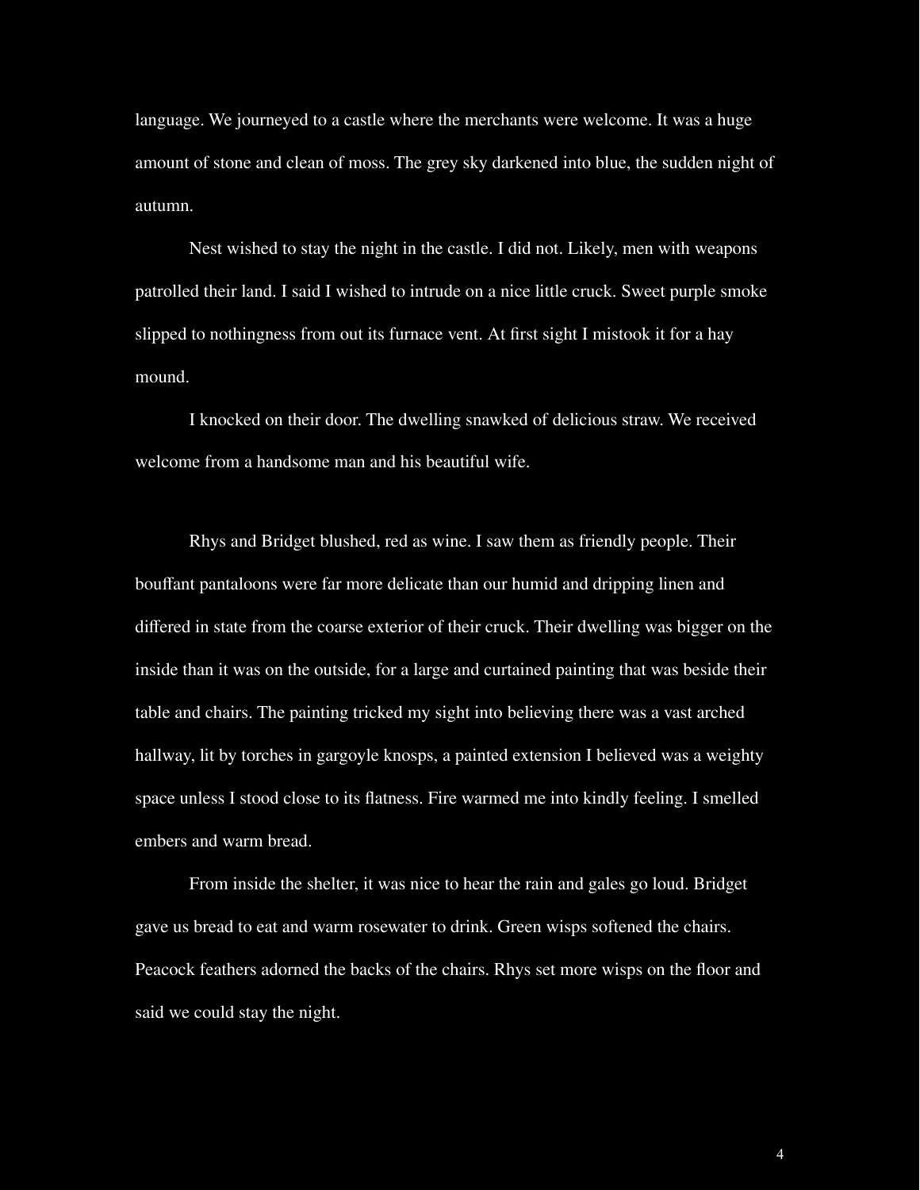language. We journeyed to a castle where the merchants were welcome. It was a huge amount of stone and clean of moss. The grey sky darkened into blue, the sudden night of autumn.

Nest wished to stay the night in the castle. I did not. Likely, men with weapons patrolled their land. I said I wished to intrude on a nice little cruck. Sweet purple smoke slipped to nothingness from out its furnace vent. At first sight I mistook it for a hay mound.

I knocked on their door. The dwelling snawked of delicious straw. We received welcome from a handsome man and his beautiful wife.

Rhys and Bridget blushed, red as wine. I saw them as friendly people. Their bouffant pantaloons were far more delicate than our humid and dripping linen and differed in state from the coarse exterior of their cruck. Their dwelling was bigger on the inside than it was on the outside, for a large and curtained painting that was beside their table and chairs. The painting tricked my sight into believing there was a vast arched hallway, lit by torches in gargoyle knosps, a painted extension I believed was a weighty space unless I stood close to its flatness. Fire warmed me into kindly feeling. I smelled embers and warm bread.

From inside the shelter, it was nice to hear the rain and gales go loud. Bridget gave us bread to eat and warm rosewater to drink. Green wisps softened the chairs. Peacock feathers adorned the backs of the chairs. Rhys set more wisps on the floor and said we could stay the night.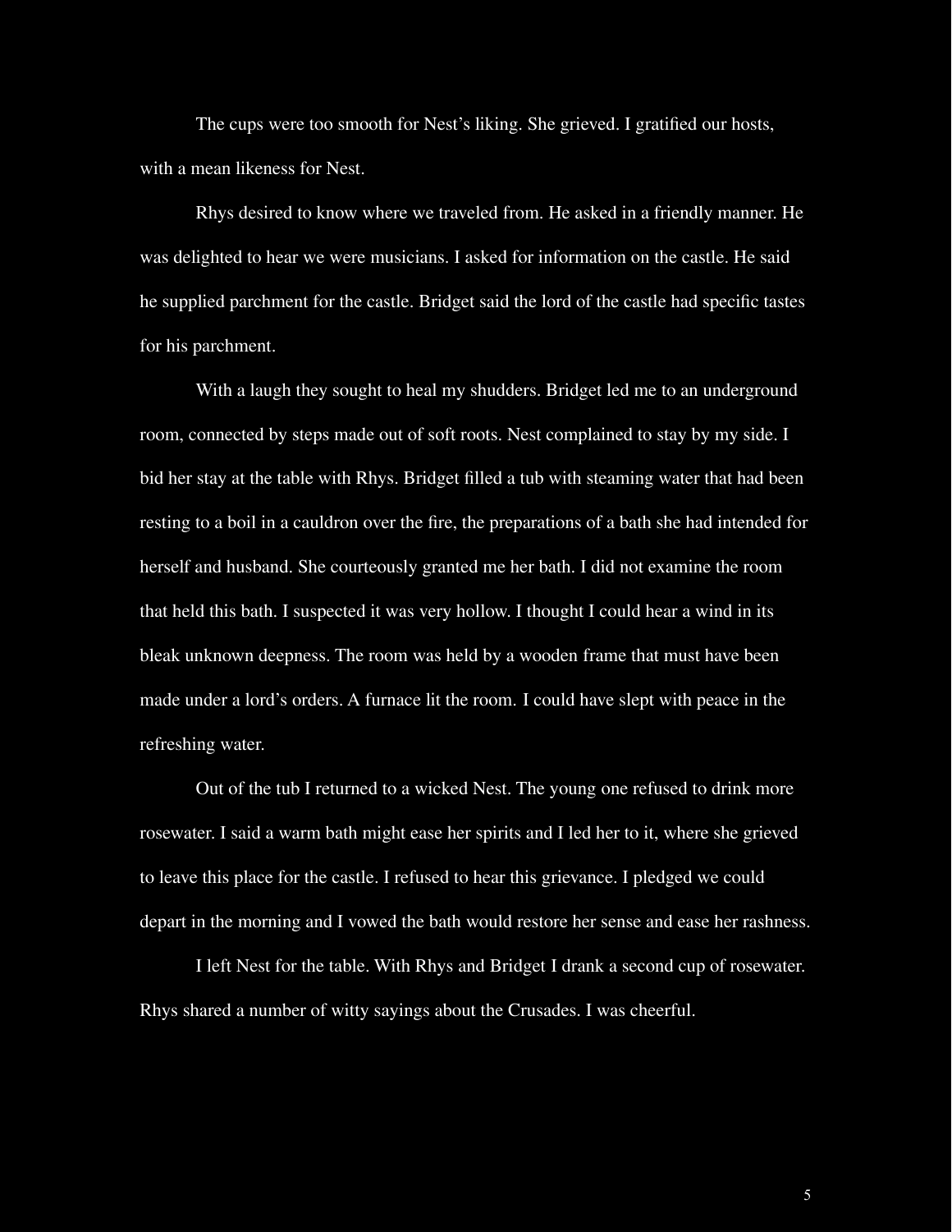The cups were too smooth for Nest's liking. She grieved. I gratified our hosts, with a mean likeness for Nest.

Rhys desired to know where we traveled from. He asked in a friendly manner. He was delighted to hear we were musicians. I asked for information on the castle. He said he supplied parchment for the castle. Bridget said the lord of the castle had specific tastes for his parchment.

With a laugh they sought to heal my shudders. Bridget led me to an underground room, connected by steps made out of soft roots. Nest complained to stay by my side. I bid her stay at the table with Rhys. Bridget filled a tub with steaming water that had been resting to a boil in a cauldron over the fire, the preparations of a bath she had intended for herself and husband. She courteously granted me her bath. I did not examine the room that held this bath. I suspected it was very hollow. I thought I could hear a wind in its bleak unknown deepness. The room was held by a wooden frame that must have been made under a lord's orders. A furnace lit the room. I could have slept with peace in the refreshing water.

Out of the tub I returned to a wicked Nest. The young one refused to drink more rosewater. I said a warm bath might ease her spirits and I led her to it, where she grieved to leave this place for the castle. I refused to hear this grievance. I pledged we could depart in the morning and I vowed the bath would restore her sense and ease her rashness.

I left Nest for the table. With Rhys and Bridget I drank a second cup of rosewater. Rhys shared a number of witty sayings about the Crusades. I was cheerful.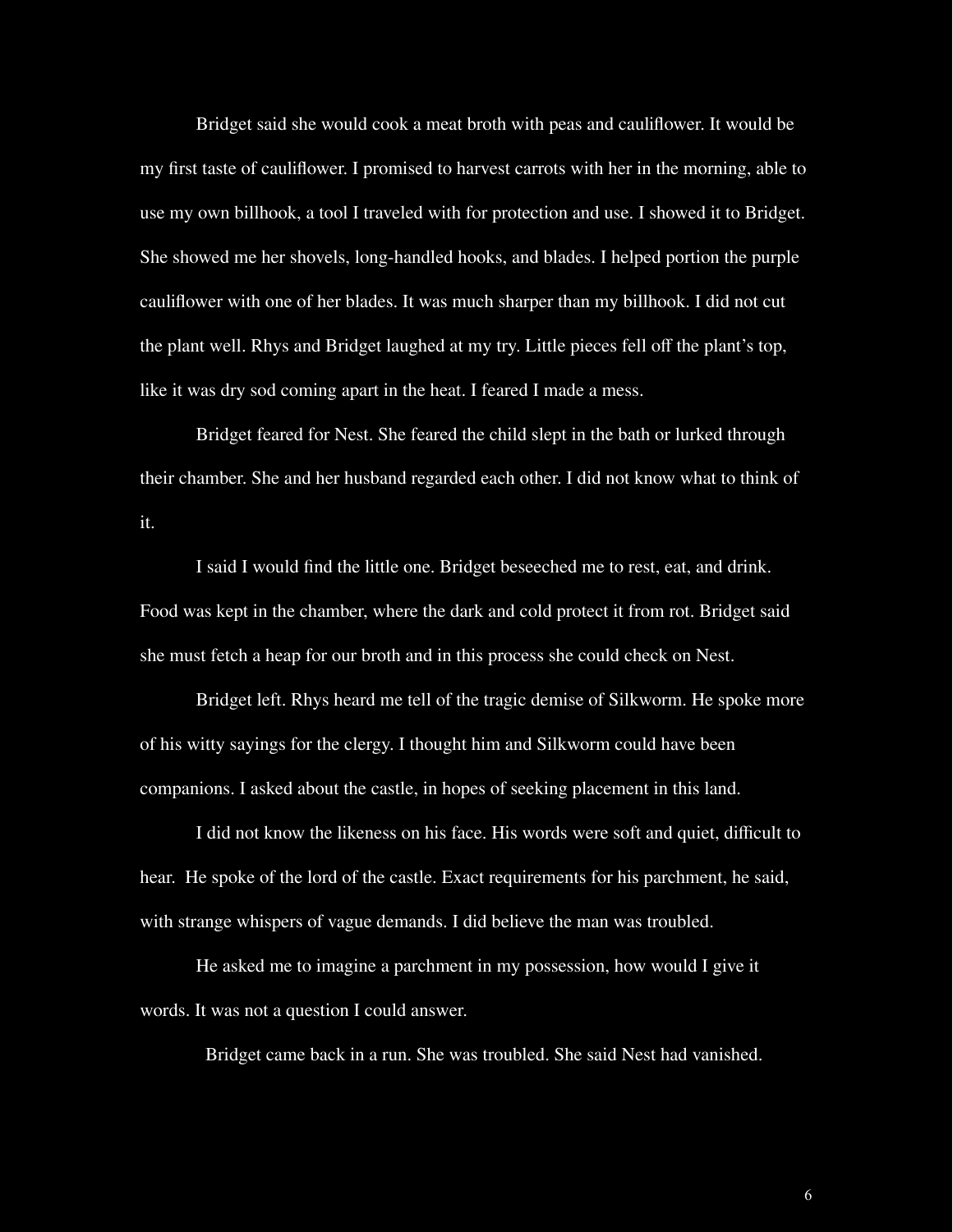Bridget said she would cook a meat broth with peas and cauliflower. It would be my first taste of cauliflower. I promised to harvest carrots with her in the morning, able to use my own billhook, a tool I traveled with for protection and use. I showed it to Bridget. She showed me her shovels, long-handled hooks, and blades. I helped portion the purple cauliflower with one of her blades. It was much sharper than my billhook. I did not cut the plant well. Rhys and Bridget laughed at my try. Little pieces fell off the plant's top, like it was dry sod coming apart in the heat. I feared I made a mess.

Bridget feared for Nest. She feared the child slept in the bath or lurked through their chamber. She and her husband regarded each other. I did not know what to think of it.

I said I would find the little one. Bridget beseeched me to rest, eat, and drink. Food was kept in the chamber, where the dark and cold protect it from rot. Bridget said she must fetch a heap for our broth and in this process she could check on Nest.

Bridget left. Rhys heard me tell of the tragic demise of Silkworm. He spoke more of his witty sayings for the clergy. I thought him and Silkworm could have been companions. I asked about the castle, in hopes of seeking placement in this land.

I did not know the likeness on his face. His words were soft and quiet, difficult to hear. He spoke of the lord of the castle. Exact requirements for his parchment, he said, with strange whispers of vague demands. I did believe the man was troubled.

He asked me to imagine a parchment in my possession, how would I give it words. It was not a question I could answer.

Bridget came back in a run. She was troubled. She said Nest had vanished.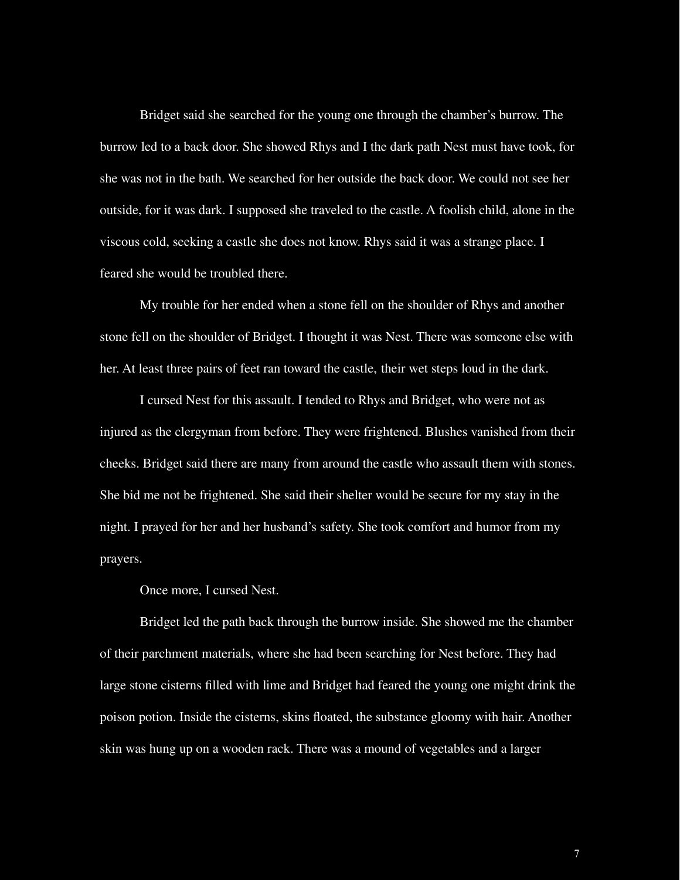Bridget said she searched for the young one through the chamber's burrow. The burrow led to a back door. She showed Rhys and I the dark path Nest must have took, for she was not in the bath. We searched for her outside the back door. We could not see her outside, for it was dark. I supposed she traveled to the castle. A foolish child, alone in the viscous cold, seeking a castle she does not know. Rhys said it was a strange place. I feared she would be troubled there.

My trouble for her ended when a stone fell on the shoulder of Rhys and another stone fell on the shoulder of Bridget. I thought it was Nest. There was someone else with her. At least three pairs of feet ran toward the castle, their wet steps loud in the dark.

I cursed Nest for this assault. I tended to Rhys and Bridget, who were not as injured as the clergyman from before. They were frightened. Blushes vanished from their cheeks. Bridget said there are many from around the castle who assault them with stones. She bid me not be frightened. She said their shelter would be secure for my stay in the night. I prayed for her and her husband's safety. She took comfort and humor from my prayers.

Once more, I cursed Nest.

Bridget led the path back through the burrow inside. She showed me the chamber of their parchment materials, where she had been searching for Nest before. They had large stone cisterns filled with lime and Bridget had feared the young one might drink the poison potion. Inside the cisterns, skins floated, the substance gloomy with hair. Another skin was hung up on a wooden rack. There was a mound of vegetables and a larger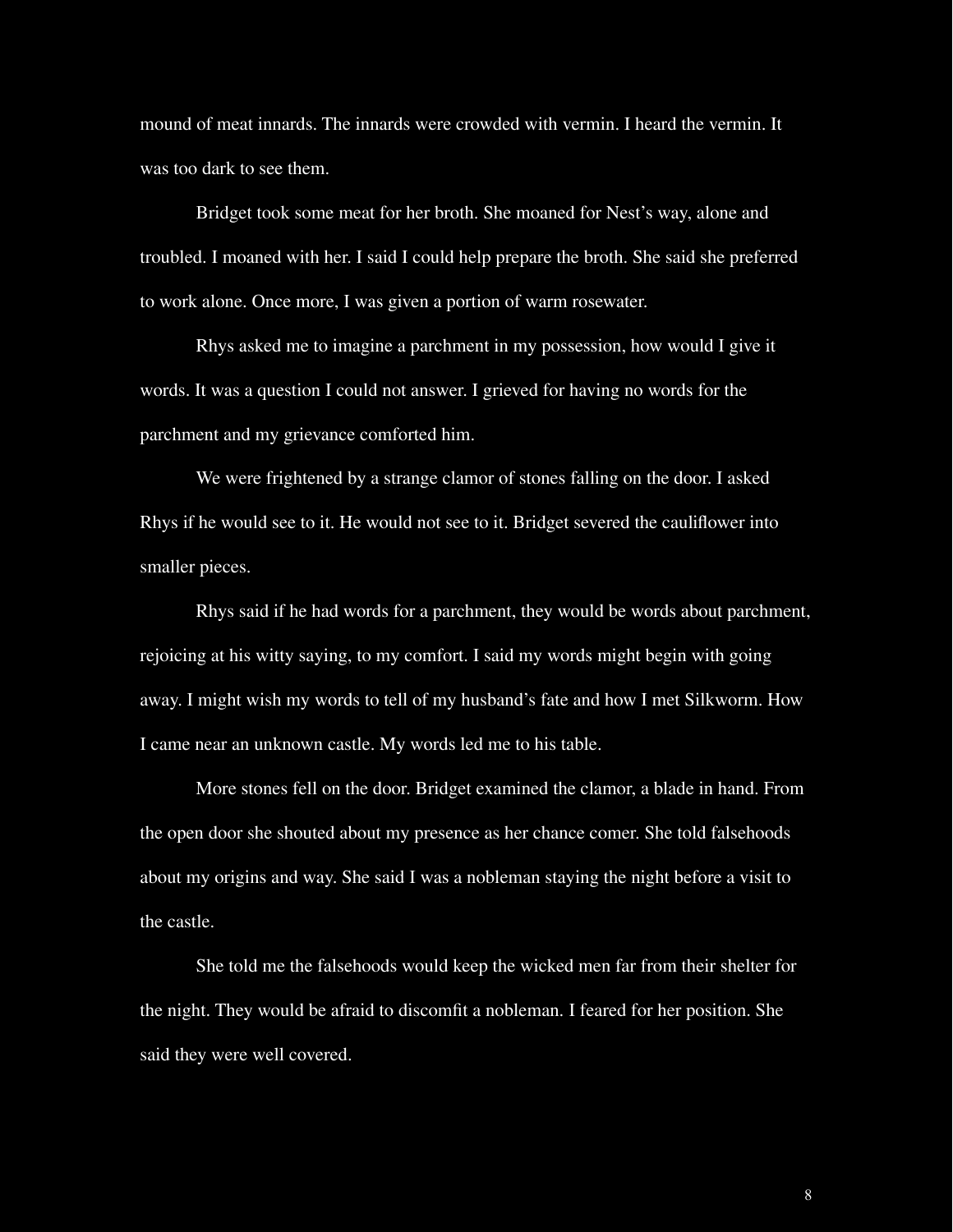mound of meat innards. The innards were crowded with vermin. I heard the vermin. It was too dark to see them.

Bridget took some meat for her broth. She moaned for Nest's way, alone and troubled. I moaned with her. I said I could help prepare the broth. She said she preferred to work alone. Once more, I was given a portion of warm rosewater.

Rhys asked me to imagine a parchment in my possession, how would I give it words. It was a question I could not answer. I grieved for having no words for the parchment and my grievance comforted him.

We were frightened by a strange clamor of stones falling on the door. I asked Rhys if he would see to it. He would not see to it. Bridget severed the cauliflower into smaller pieces.

Rhys said if he had words for a parchment, they would be words about parchment, rejoicing at his witty saying, to my comfort. I said my words might begin with going away. I might wish my words to tell of my husband's fate and how I met Silkworm. How I came near an unknown castle. My words led me to his table.

More stones fell on the door. Bridget examined the clamor, a blade in hand. From the open door she shouted about my presence as her chance comer. She told falsehoods about my origins and way. She said I was a nobleman staying the night before a visit to the castle.

She told me the falsehoods would keep the wicked men far from their shelter for the night. They would be afraid to discomfit a nobleman. I feared for her position. She said they were well covered.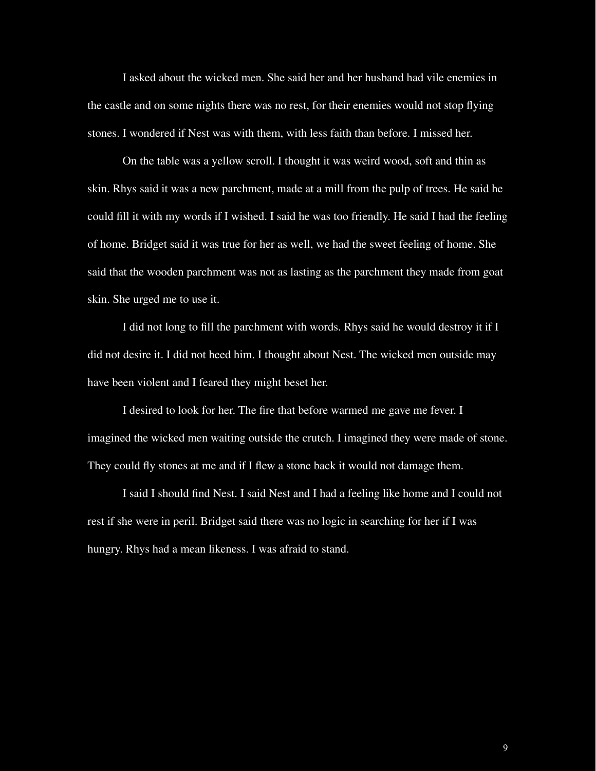I asked about the wicked men. She said her and her husband had vile enemies in the castle and on some nights there was no rest, for their enemies would not stop flying stones. I wondered if Nest was with them, with less faith than before. I missed her.

On the table was a yellow scroll. I thought it was weird wood, soft and thin as skin. Rhys said it was a new parchment, made at a mill from the pulp of trees. He said he could fill it with my words if I wished. I said he was too friendly. He said I had the feeling of home. Bridget said it was true for her as well, we had the sweet feeling of home. She said that the wooden parchment was not as lasting as the parchment they made from goat skin. She urged me to use it.

I did not long to fill the parchment with words. Rhys said he would destroy it if I did not desire it. I did not heed him. I thought about Nest. The wicked men outside may have been violent and I feared they might beset her.

I desired to look for her. The fire that before warmed me gave me fever. I imagined the wicked men waiting outside the crutch. I imagined they were made of stone. They could fly stones at me and if I flew a stone back it would not damage them.

I said I should find Nest. I said Nest and I had a feeling like home and I could not rest if she were in peril. Bridget said there was no logic in searching for her if I was hungry. Rhys had a mean likeness. I was afraid to stand.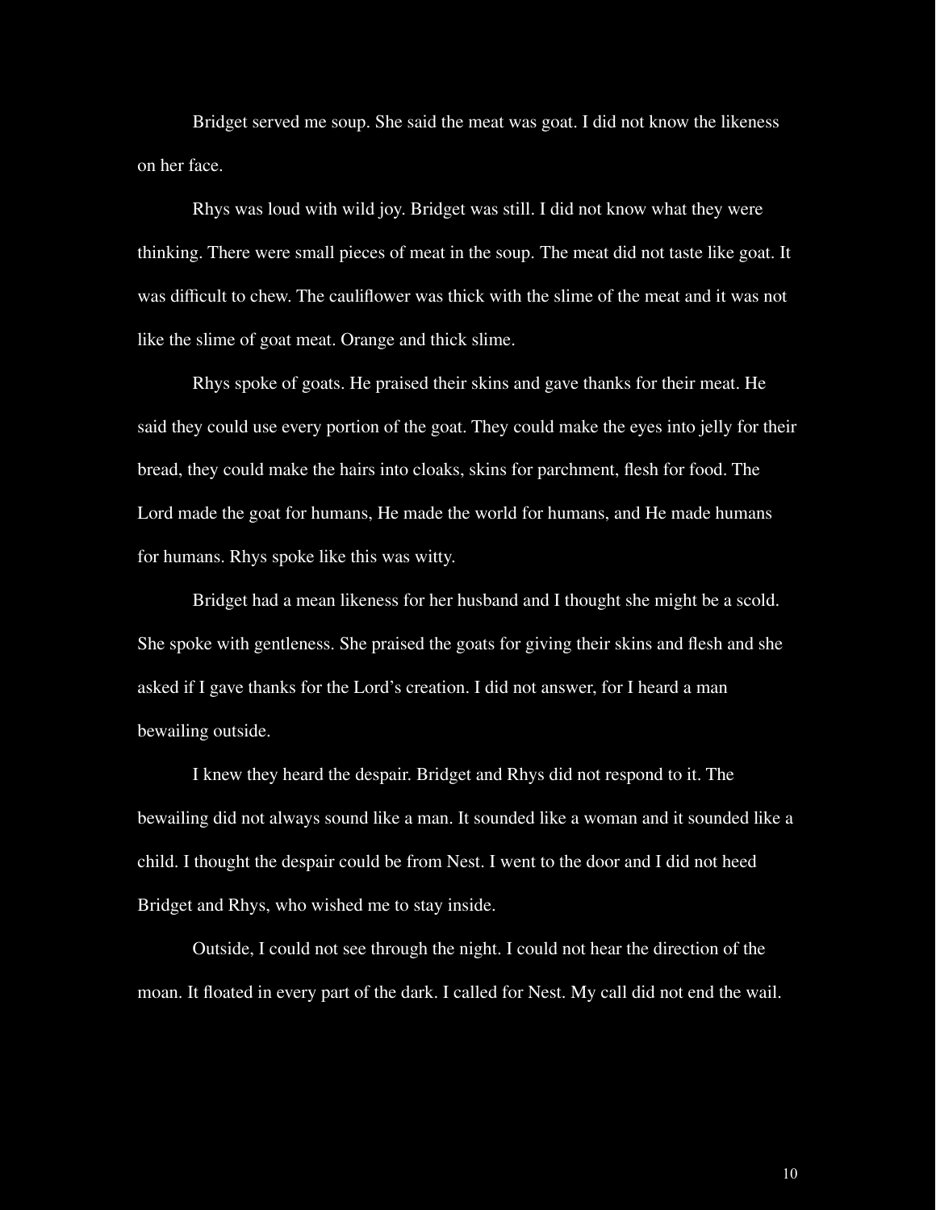Bridget served me soup. She said the meat was goat. I did not know the likeness on her face.

Rhys was loud with wild joy. Bridget was still. I did not know what they were thinking. There were small pieces of meat in the soup. The meat did not taste like goat. It was difficult to chew. The cauliflower was thick with the slime of the meat and it was not like the slime of goat meat. Orange and thick slime.

Rhys spoke of goats. He praised their skins and gave thanks for their meat. He said they could use every portion of the goat. They could make the eyes into jelly for their bread, they could make the hairs into cloaks, skins for parchment, flesh for food. The Lord made the goat for humans, He made the world for humans, and He made humans for humans. Rhys spoke like this was witty.

Bridget had a mean likeness for her husband and I thought she might be a scold. She spoke with gentleness. She praised the goats for giving their skins and flesh and she asked if I gave thanks for the Lord's creation. I did not answer, for I heard a man bewailing outside.

I knew they heard the despair. Bridget and Rhys did not respond to it. The bewailing did not always sound like a man. It sounded like a woman and it sounded like a child. I thought the despair could be from Nest. I went to the door and I did not heed Bridget and Rhys, who wished me to stay inside.

Outside, I could not see through the night. I could not hear the direction of the moan. It floated in every part of the dark. I called for Nest. My call did not end the wail.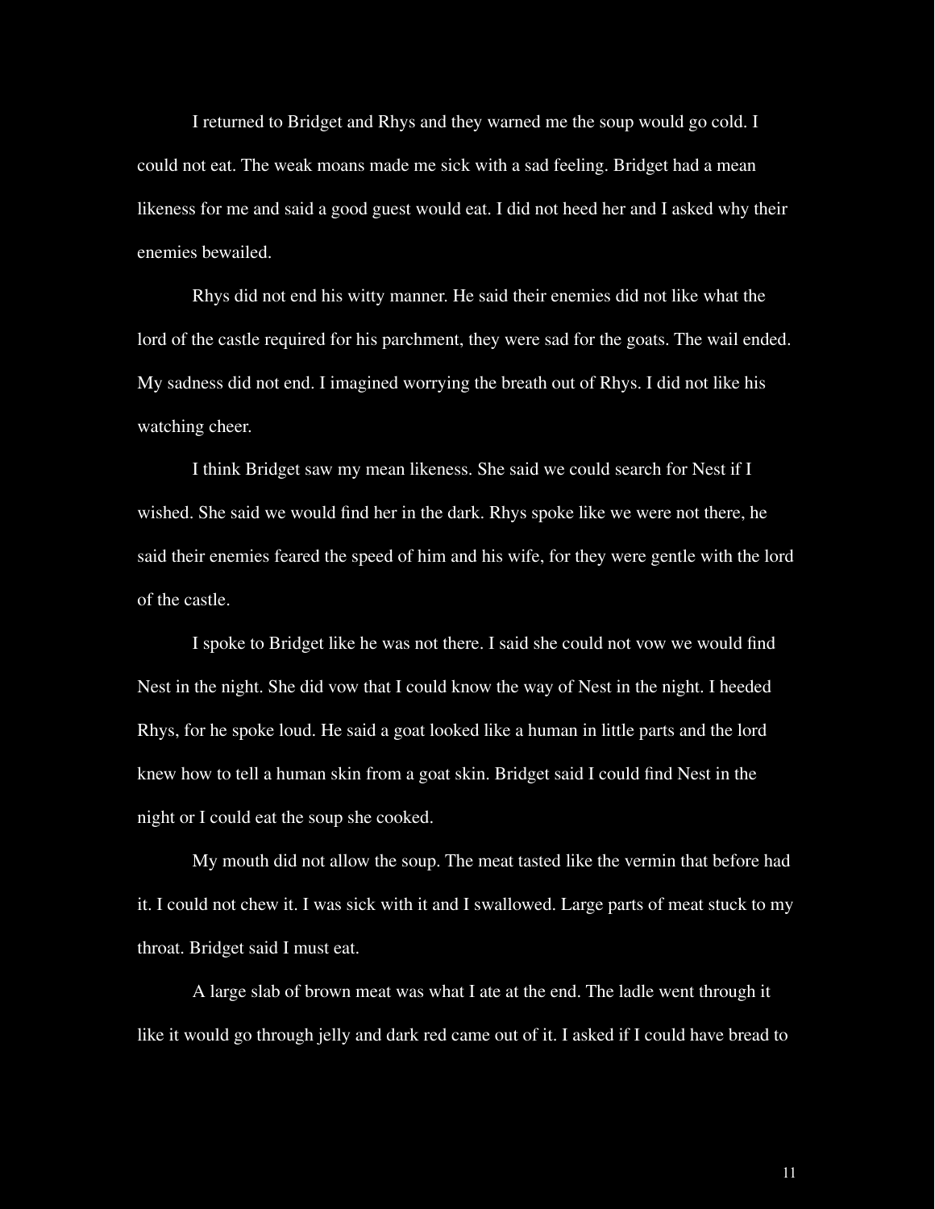I returned to Bridget and Rhys and they warned me the soup would go cold. I could not eat. The weak moans made me sick with a sad feeling. Bridget had a mean likeness for me and said a good guest would eat. I did not heed her and I asked why their enemies bewailed.

Rhys did not end his witty manner. He said their enemies did not like what the lord of the castle required for his parchment, they were sad for the goats. The wail ended. My sadness did not end. I imagined worrying the breath out of Rhys. I did not like his watching cheer.

I think Bridget saw my mean likeness. She said we could search for Nest if I wished. She said we would find her in the dark. Rhys spoke like we were not there, he said their enemies feared the speed of him and his wife, for they were gentle with the lord of the castle.

I spoke to Bridget like he was not there. I said she could not vow we would find Nest in the night. She did vow that I could know the way of Nest in the night. I heeded Rhys, for he spoke loud. He said a goat looked like a human in little parts and the lord knew how to tell a human skin from a goat skin. Bridget said I could find Nest in the night or I could eat the soup she cooked.

My mouth did not allow the soup. The meat tasted like the vermin that before had it. I could not chew it. I was sick with it and I swallowed. Large parts of meat stuck to my throat. Bridget said I must eat.

A large slab of brown meat was what I ate at the end. The ladle went through it like it would go through jelly and dark red came out of it. I asked if I could have bread to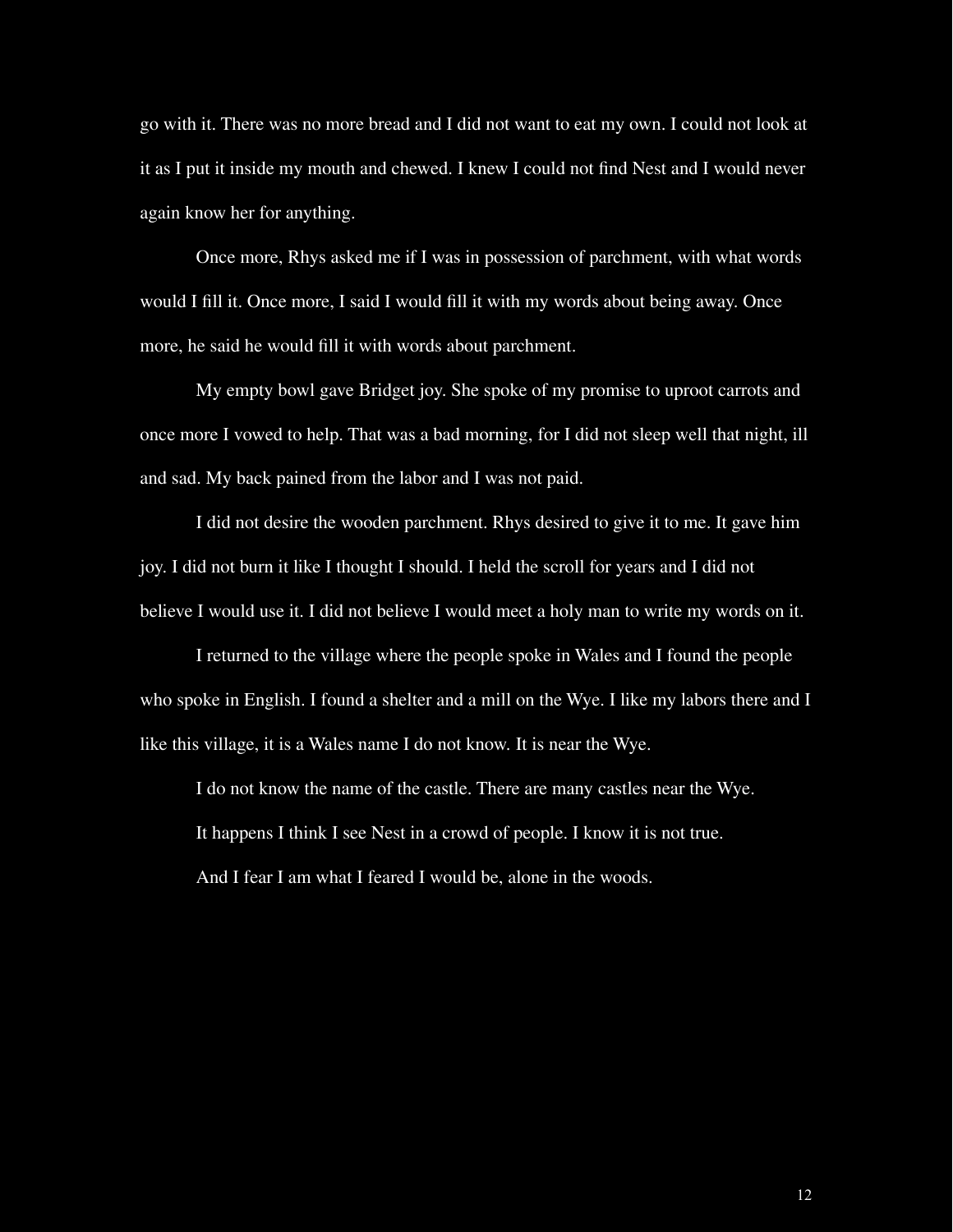go with it. There was no more bread and I did not want to eat my own. I could not look at it as I put it inside my mouth and chewed. I knew I could not find Nest and I would never again know her for anything.

Once more, Rhys asked me if I was in possession of parchment, with what words would I fill it. Once more, I said I would fill it with my words about being away. Once more, he said he would fill it with words about parchment.

My empty bowl gave Bridget joy. She spoke of my promise to uproot carrots and once more I vowed to help. That was a bad morning, for I did not sleep well that night, ill and sad. My back pained from the labor and I was not paid.

I did not desire the wooden parchment. Rhys desired to give it to me. It gave him joy. I did not burn it like I thought I should. I held the scroll for years and I did not believe I would use it. I did not believe I would meet a holy man to write my words on it.

I returned to the village where the people spoke in Wales and I found the people who spoke in English. I found a shelter and a mill on the Wye. I like my labors there and I like this village, it is a Wales name I do not know. It is near the Wye.

I do not know the name of the castle. There are many castles near the Wye.

It happens I think I see Nest in a crowd of people. I know it is not true.

And I fear I am what I feared I would be, alone in the woods.